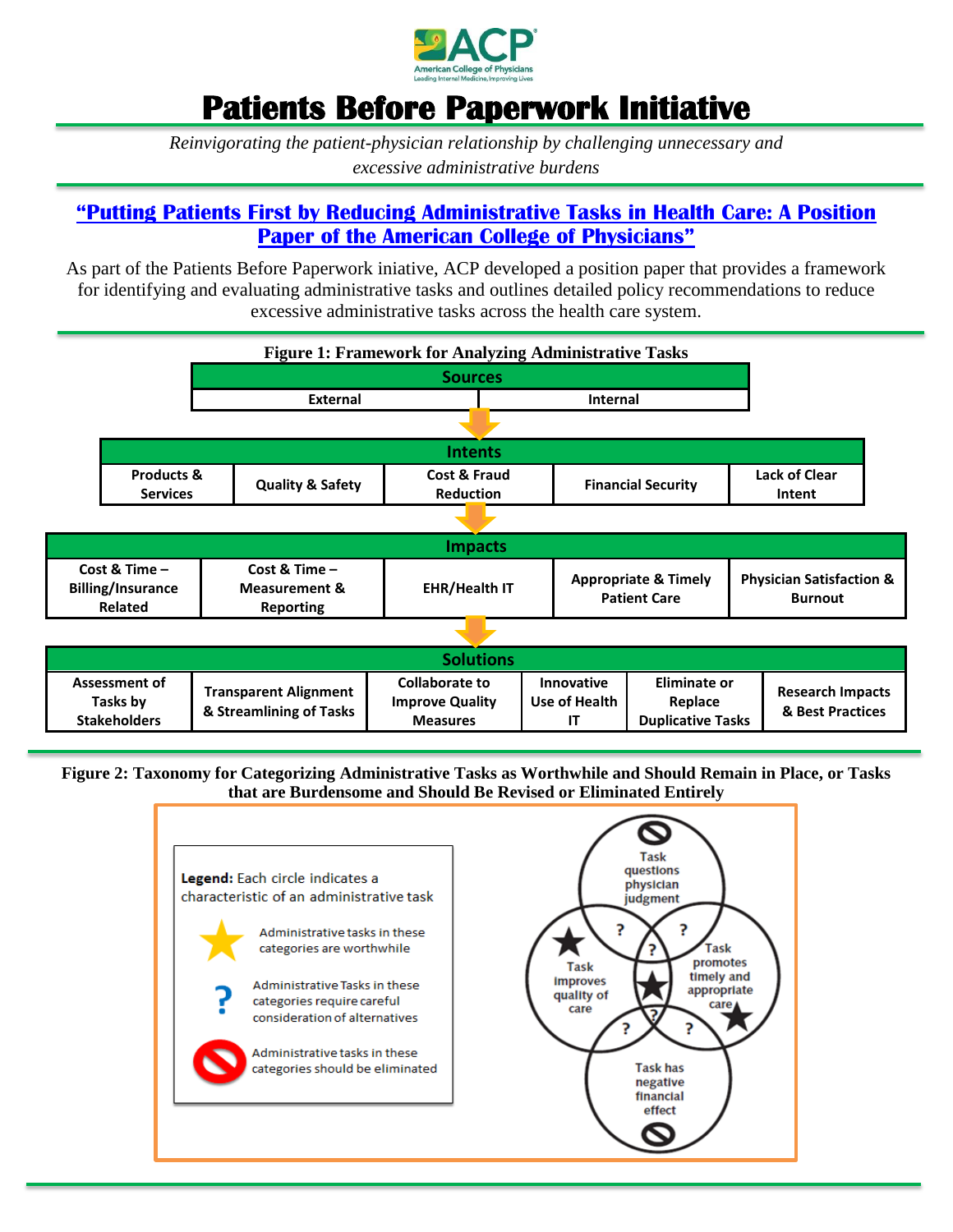# Patients Before Paperwork Initiative

*Reinvigorating the patient-physician relationship by challenging unnecessary and excessive administrative burdens*

## "Putting Patients First by Reducing Administrative Tasks in Health Care: A Position Paper of the American College of Physicians"

As part of the Patients Before Paperwork iniative, ACP developed a position paper that provides a framework for identifying and evaluating administrative tasks and outlines detailed policy recommendations to reduce excessive administrative tasks across the health care system.

**Figure 1: Framework for Analyzing Administrative Tasks**

| Sources | |
|---|---|
| External | Internal |

↓

| Intents | | | | |
|---|---|---|---|---|
| Products & Services | Quality & Safety | Cost & Fraud Reduction | Financial Security | Lack of Clear Intent |

↓

| Impacts | | | | |
|---|---|---|---|---|
| Cost & Time – Billing/Insurance Related | Cost & Time – Measurement & Reporting | EHR/Health IT | Appropriate & Timely Patient Care | Physician Satisfaction & Burnout |

↓

| Solutions | | | | | |
|---|---|---|---|---|---|
| Assessment of Tasks by Stakeholders | Transparent Alignment & Streamlining of Tasks | Collaborate to Improve Quality Measures | Innovative Use of Health IT | Eliminate or Replace Duplicative Tasks | Research Impacts & Best Practices |

**Figure 2: Taxonomy for Categorizing Administrative Tasks as Worthwhile and Should Remain in Place, or Tasks that are Burdensome and Should Be Revised or Eliminated Entirely**

**Legend:** Each circle indicates a characteristic of an administrative task

- ★ Administrative tasks in these categories are worthwhile
- ? Administrative Tasks in these categories require careful consideration of alternatives
- 🚫 Administrative tasks in these categories should be eliminated

Circles:
- Task questions physician judgment (🚫)
- Task improves quality of care (★)
- Task promotes timely and appropriate care (★)
- Task has negative financial effect (🚫)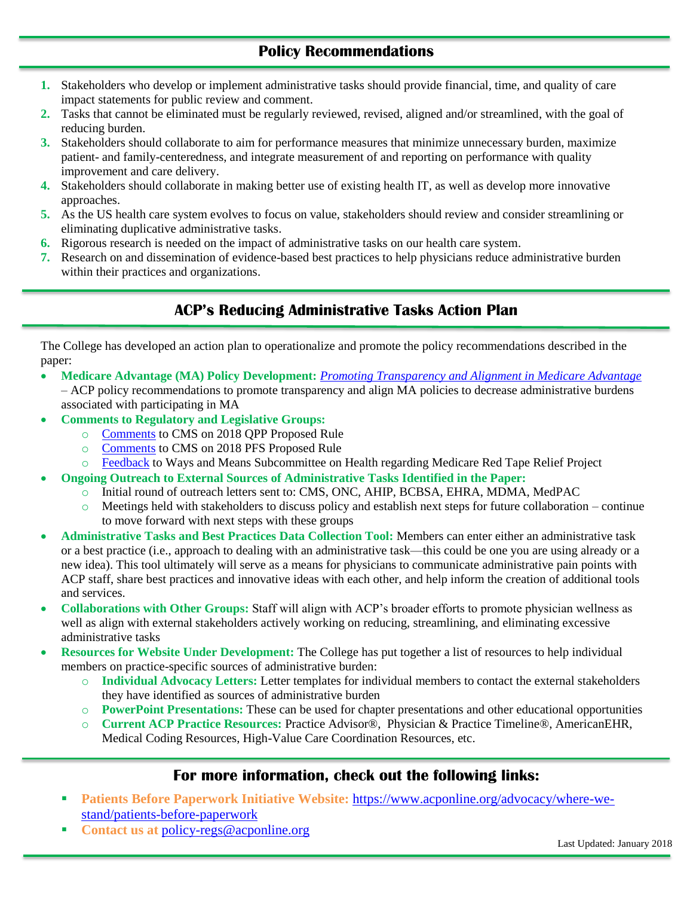## Policy Recommendations

1. Stakeholders who develop or implement administrative tasks should provide financial, time, and quality of care impact statements for public review and comment.
2. Tasks that cannot be eliminated must be regularly reviewed, revised, aligned and/or streamlined, with the goal of reducing burden.
3. Stakeholders should collaborate to aim for performance measures that minimize unnecessary burden, maximize patient- and family-centeredness, and integrate measurement of and reporting on performance with quality improvement and care delivery.
4. Stakeholders should collaborate in making better use of existing health IT, as well as develop more innovative approaches.
5. As the US health care system evolves to focus on value, stakeholders should review and consider streamlining or eliminating duplicative administrative tasks.
6. Rigorous research is needed on the impact of administrative tasks on our health care system.
7. Research on and dissemination of evidence-based best practices to help physicians reduce administrative burden within their practices and organizations.

## ACP's Reducing Administrative Tasks Action Plan

The College has developed an action plan to operationalize and promote the policy recommendations described in the paper:

- **Medicare Advantage (MA) Policy Development:** *Promoting Transparency and Alignment in Medicare Advantage* – ACP policy recommendations to promote transparency and align MA policies to decrease administrative burdens associated with participating in MA
- **Comments to Regulatory and Legislative Groups:**
    - Comments to CMS on 2018 QPP Proposed Rule
    - Comments to CMS on 2018 PFS Proposed Rule
    - Feedback to Ways and Means Subcommittee on Health regarding Medicare Red Tape Relief Project
- **Ongoing Outreach to External Sources of Administrative Tasks Identified in the Paper:**
    - Initial round of outreach letters sent to: CMS, ONC, AHIP, BCBSA, EHRA, MDMA, MedPAC
    - Meetings held with stakeholders to discuss policy and establish next steps for future collaboration – continue to move forward with next steps with these groups
- **Administrative Tasks and Best Practices Data Collection Tool:** Members can enter either an administrative task or a best practice (i.e., approach to dealing with an administrative task—this could be one you are using already or a new idea). This tool ultimately will serve as a means for physicians to communicate administrative pain points with ACP staff, share best practices and innovative ideas with each other, and help inform the creation of additional tools and services.
- **Collaborations with Other Groups:** Staff will align with ACP's broader efforts to promote physician wellness as well as align with external stakeholders actively working on reducing, streamlining, and eliminating excessive administrative tasks
- **Resources for Website Under Development:** The College has put together a list of resources to help individual members on practice-specific sources of administrative burden:
    - **Individual Advocacy Letters:** Letter templates for individual members to contact the external stakeholders they have identified as sources of administrative burden
    - **PowerPoint Presentations:** These can be used for chapter presentations and other educational opportunities
    - **Current ACP Practice Resources:** Practice Advisor®, Physician & Practice Timeline®, AmericanEHR, Medical Coding Resources, High-Value Care Coordination Resources, etc.

## For more information, check out the following links:

- **Patients Before Paperwork Initiative Website:** https://www.acponline.org/advocacy/where-we-stand/patients-before-paperwork
- **Contact us at** policy-regs@acponline.org

Last Updated: January 2018